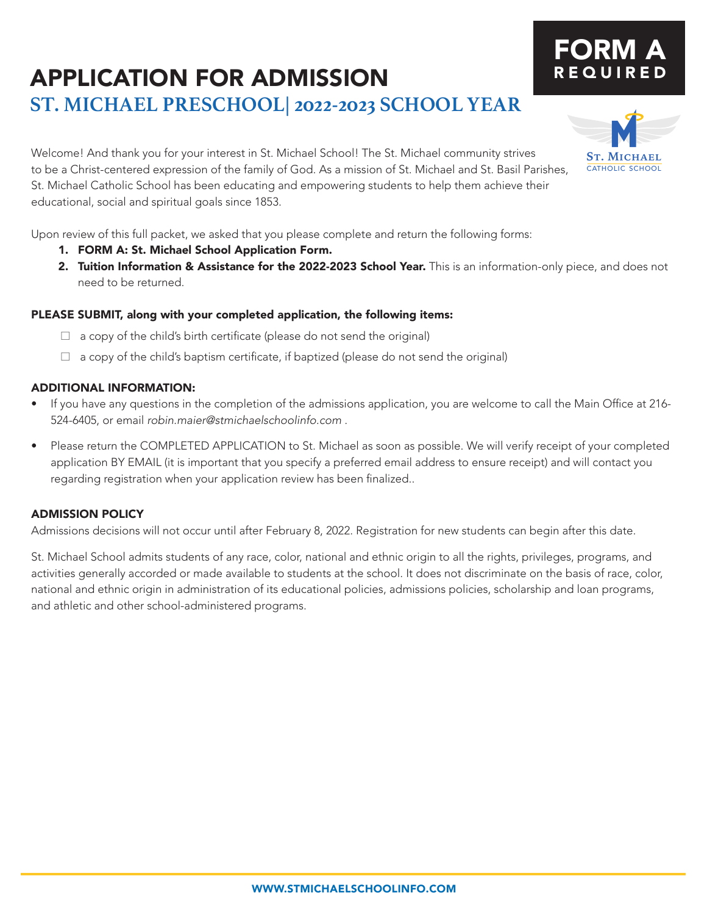# APPLICATION FOR ADMISSION

## ST. MICHAEL PRESCHOOL| 2022-2023 SCHOOL YEAR

**FORM A**
**REQUIRED**

ST. MICHAEL
CATHOLIC SCHOOL

Welcome! And thank you for your interest in St. Michael School! The St. Michael community strives to be a Christ-centered expression of the family of God. As a mission of St. Michael and St. Basil Parishes, St. Michael Catholic School has been educating and empowering students to help them achieve their educational, social and spiritual goals since 1853.

Upon review of this full packet, we asked that you please complete and return the following forms:

1. **FORM A: St. Michael School Application Form.**
2. **Tuition Information & Assistance for the 2022-2023 School Year.** This is an information-only piece, and does not need to be returned.

**PLEASE SUBMIT, along with your completed application, the following items:**

- ☐ a copy of the child's birth certificate (please do not send the original)
- ☐ a copy of the child's baptism certificate, if baptized (please do not send the original)

**ADDITIONAL INFORMATION:**

- If you have any questions in the completion of the admissions application, you are welcome to call the Main Office at 216-524-6405, or email *robin.maier@stmichaelschoolinfo.com* .
- Please return the COMPLETED APPLICATION to St. Michael as soon as possible. We will verify receipt of your completed application BY EMAIL (it is important that you specify a preferred email address to ensure receipt) and will contact you regarding registration when your application review has been finalized..

**ADMISSION POLICY**

Admissions decisions will not occur until after February 8, 2022. Registration for new students can begin after this date.

St. Michael School admits students of any race, color, national and ethnic origin to all the rights, privileges, programs, and activities generally accorded or made available to students at the school. It does not discriminate on the basis of race, color, national and ethnic origin in administration of its educational policies, admissions policies, scholarship and loan programs, and athletic and other school-administered programs.

WWW.STMICHAELSCHOOLINFO.COM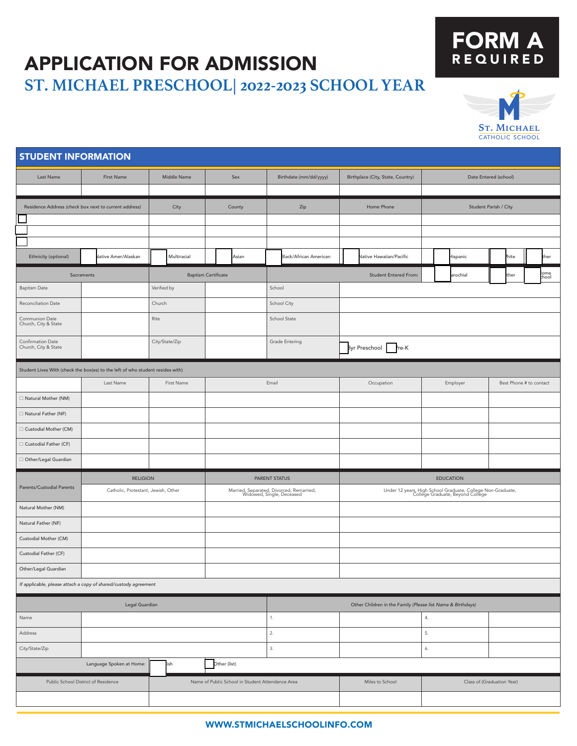# APPLICATION FOR ADMISSION

## ST. MICHAEL PRESCHOOL| 2022-2023 SCHOOL YEAR

**FORM A**
**REQUIRED**

ST. MICHAEL
CATHOLIC SCHOOL

## STUDENT INFORMATION

| Last Name | First Name | Middle Name | Sex | Birthdate (mm/dd/yyyy) | Birthplace (City, State, Country) | Date Entered (school) |
|---|---|---|---|---|---|---|
| | | | | | | |

| Residence Address *(check box next to current address)* | City | County | Zip | Home Phone | Student Parish / City |
|---|---|---|---|---|---|
| ☐ | | | | | |
| ☐ | | | | | |
| ☐ | | | | | |

| Ethnicity (optional) | ☐ Native Amer/Alaskan | ☐ Multiracial | ☐ Asian | ☐ Black/African American | ☐ Native Hawaiian/Pacific | ☐ Hispanic | ☐ White | ☐ Other |
|---|---|---|---|---|---|---|---|---|

| Sacraments | | Baptism Certificate | | Student Entered From: | ☐ Parochial | ☐ Other | ☐ Home School |
|---|---|---|---|---|---|---|---|
| Baptism Date | | Verified by | | School | | | |
| Reconciliation Date | | Church | | School City | | | |
| Communion Date Church, City & State | | Rite | | School State | | | |
| Confirmation Date Church, City & State | | City/State/Zip | | Grade Entering | ☐ 3yr Preschool ☐ Pre-K | | |

Student Lives With (check the box(es) to the left of who student resides with)

| | Last Name | First Name | Email | Occupation | Employer | Best Phone # to contact |
|---|---|---|---|---|---|---|
| ☐ Natural Mother (NM) | | | | | | |
| ☐ Natural Father (NF) | | | | | | |
| ☐ Custodial Mother (CM) | | | | | | |
| ☐ Custodial Father (CF) | | | | | | |
| ☐ Other/Legal Guardian | | | | | | |

| Parents/Custodial Parents | RELIGION<br>Catholic, Protestant, Jewish, Other | PARENT STATUS<br>Married, Separated, Divorced, Remarried, Widowed, Single, Deceased | EDUCATION<br>Under 12 years, High School Graduate, College Non-Graduate, College Graduate, Beyond College |
|---|---|---|---|
| Natural Mother (NM) | | | |
| Natural Father (NF) | | | |
| Custodial Mother (CM) | | | |
| Custodial Father (CF) | | | |
| Other/Legal Guardian | | | |

*If applicable, please attach a copy of shared/custody agreement*

| Legal Guardian | | Other Children in the Family *(Please list Name & Birthdays)* | | | |
|---|---|---|---|---|---|
| Name | | 1. | | 4. | |
| Address | | 2. | | 5. | |
| City/State/Zip | | 3. | | 6. | |

| Language Spoken at Home: | ☐ English | ☐ Other (list) |
|---|---|---|

| Public School District of Residence | Name of Public School in Student Attendance Area | Miles to School | Class of (Graduation Year) |
|---|---|---|---|
| | | | |

WWW.STMICHAELSCHOOLINFO.COM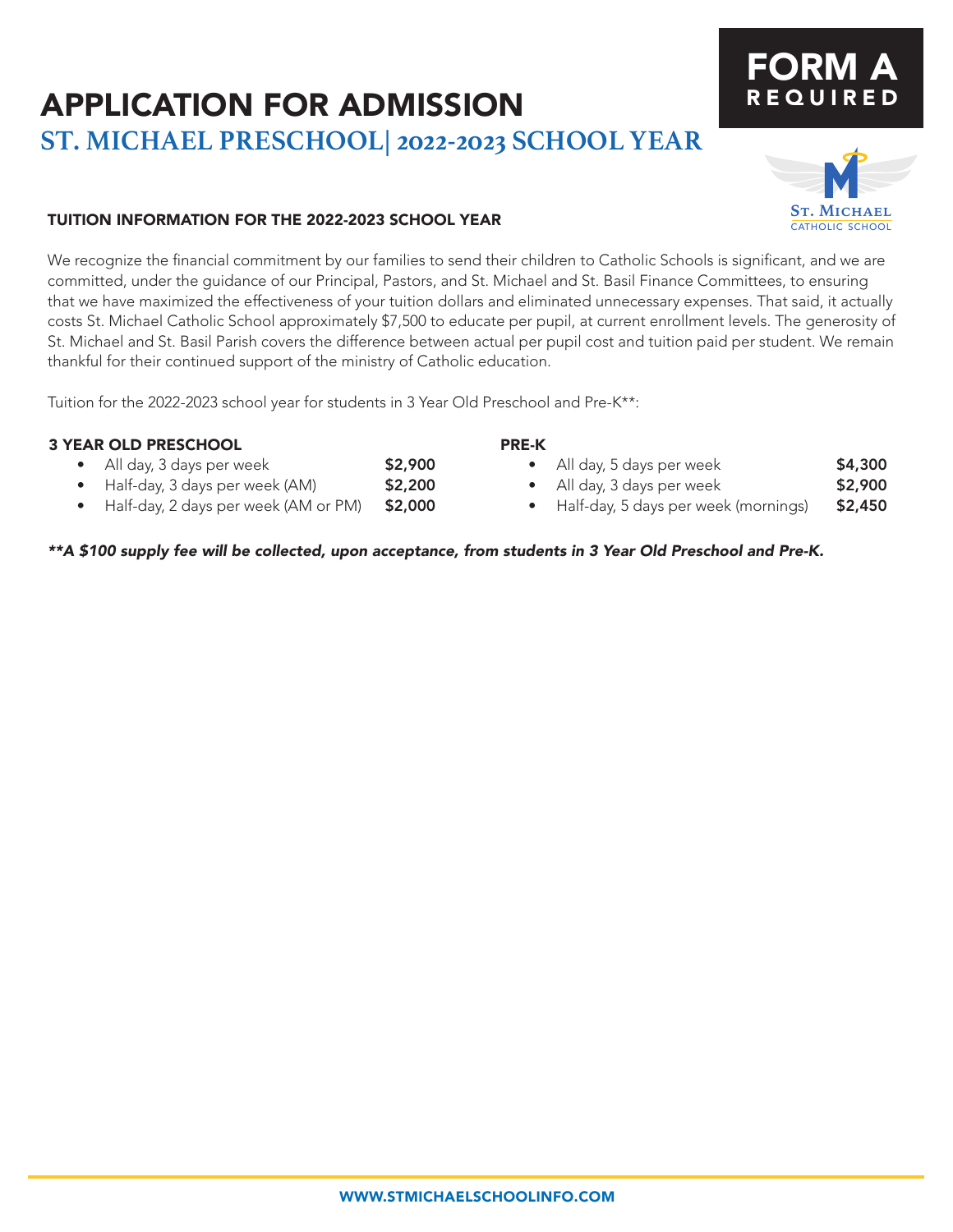# APPLICATION FOR ADMISSION

## ST. MICHAEL PRESCHOOL| 2022-2023 SCHOOL YEAR

**FORM A**
**REQUIRED**

St. Michael Catholic School

### TUITION INFORMATION FOR THE 2022-2023 SCHOOL YEAR

We recognize the financial commitment by our families to send their children to Catholic Schools is significant, and we are committed, under the guidance of our Principal, Pastors, and St. Michael and St. Basil Finance Committees, to ensuring that we have maximized the effectiveness of your tuition dollars and eliminated unnecessary expenses. That said, it actually costs St. Michael Catholic School approximately $7,500 to educate per pupil, at current enrollment levels. The generosity of St. Michael and St. Basil Parish covers the difference between actual per pupil cost and tuition paid per student. We remain thankful for their continued support of the ministry of Catholic education.

Tuition for the 2022-2023 school year for students in 3 Year Old Preschool and Pre-K**:

**3 YEAR OLD PRESCHOOL**

- All day, 3 days per week **$2,900**
- Half-day, 3 days per week (AM) **$2,200**
- Half-day, 2 days per week (AM or PM) **$2,000**

**PRE-K**

- All day, 5 days per week **$4,300**
- All day, 3 days per week **$2,900**
- Half-day, 5 days per week (mornings) **$2,450**

***\*\*A $100 supply fee will be collected, upon acceptance, from students in 3 Year Old Preschool and Pre-K.***

WWW.STMICHAELSCHOOLINFO.COM